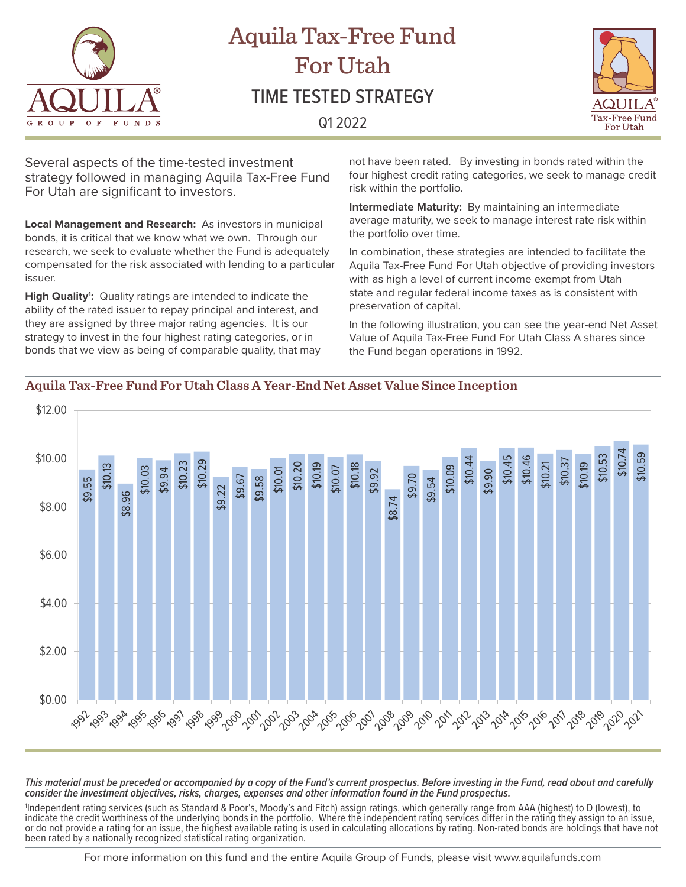# Aquila Tax-Free Fund For Utah

## TIME TESTED STRATEGY

Q1 2022

Several aspects of the time-tested investment strategy followed in managing Aquila Tax-Free Fund For Utah are significant to investors.

**Local Management and Research:** As investors in municipal bonds, it is critical that we know what we own. Through our research, we seek to evaluate whether the Fund is adequately compensated for the risk associated with lending to a particular issuer.

**High Quality[1]:** Quality ratings are intended to indicate the ability of the rated issuer to repay principal and interest, and they are assigned by three major rating agencies. It is our strategy to invest in the four highest rating categories, or in bonds that we view as being of comparable quality, that may not have been rated. By investing in bonds rated within the four highest credit rating categories, we seek to manage credit risk within the portfolio.

**Intermediate Maturity:** By maintaining an intermediate average maturity, we seek to manage interest rate risk within the portfolio over time.

In combination, these strategies are intended to facilitate the Aquila Tax-Free Fund For Utah objective of providing investors with as high a level of current income exempt from Utah state and regular federal income taxes as is consistent with preservation of capital.

In the following illustration, you can see the year-end Net Asset Value of Aquila Tax-Free Fund For Utah Class A shares since the Fund began operations in 1992.

### Aquila Tax-Free Fund For Utah Class A Year-End Net Asset Value Since Inception

| Year | NAV |
|---|---|
| 1992 | $9.55 |
| 1993 | $10.13 |
| 1994 | $8.96 |
| 1995 | $10.03 |
| 1996 | $9.94 |
| 1997 | $10.23 |
| 1998 | $10.29 |
| 1999 | $9.22 |
| 2000 | $9.67 |
| 2001 | $9.58 |
| 2002 | $10.01 |
| 2003 | $10.20 |
| 2004 | $10.19 |
| 2005 | $10.07 |
| 2006 | $10.18 |
| 2007 | $9.92 |
| 2008 | $8.74 |
| 2009 | $9.70 |
| 2010 | $9.54 |
| 2011 | $10.09 |
| 2012 | $10.44 |
| 2013 | $9.90 |
| 2014 | $10.45 |
| 2015 | $10.46 |
| 2016 | $10.21 |
| 2017 | $10.37 |
| 2018 | $10.19 |
| 2019 | $10.53 |
| 2020 | $10.74 |
| 2021 | $10.59 |

***This material must be preceded or accompanied by a copy of the Fund's current prospectus. Before investing in the Fund, read about and carefully consider the investment objectives, risks, charges, expenses and other information found in the Fund prospectus.***

[1]Independent rating services (such as Standard & Poor's, Moody's and Fitch) assign ratings, which generally range from AAA (highest) to D (lowest), to indicate the credit worthiness of the underlying bonds in the portfolio. Where the independent rating services differ in the rating they assign to an issue, or do not provide a rating for an issue, the highest available rating is used in calculating allocations by rating. Non-rated bonds are holdings that have not been rated by a nationally recognized statistical rating organization.

For more information on this fund and the entire Aquila Group of Funds, please visit www.aquilafunds.com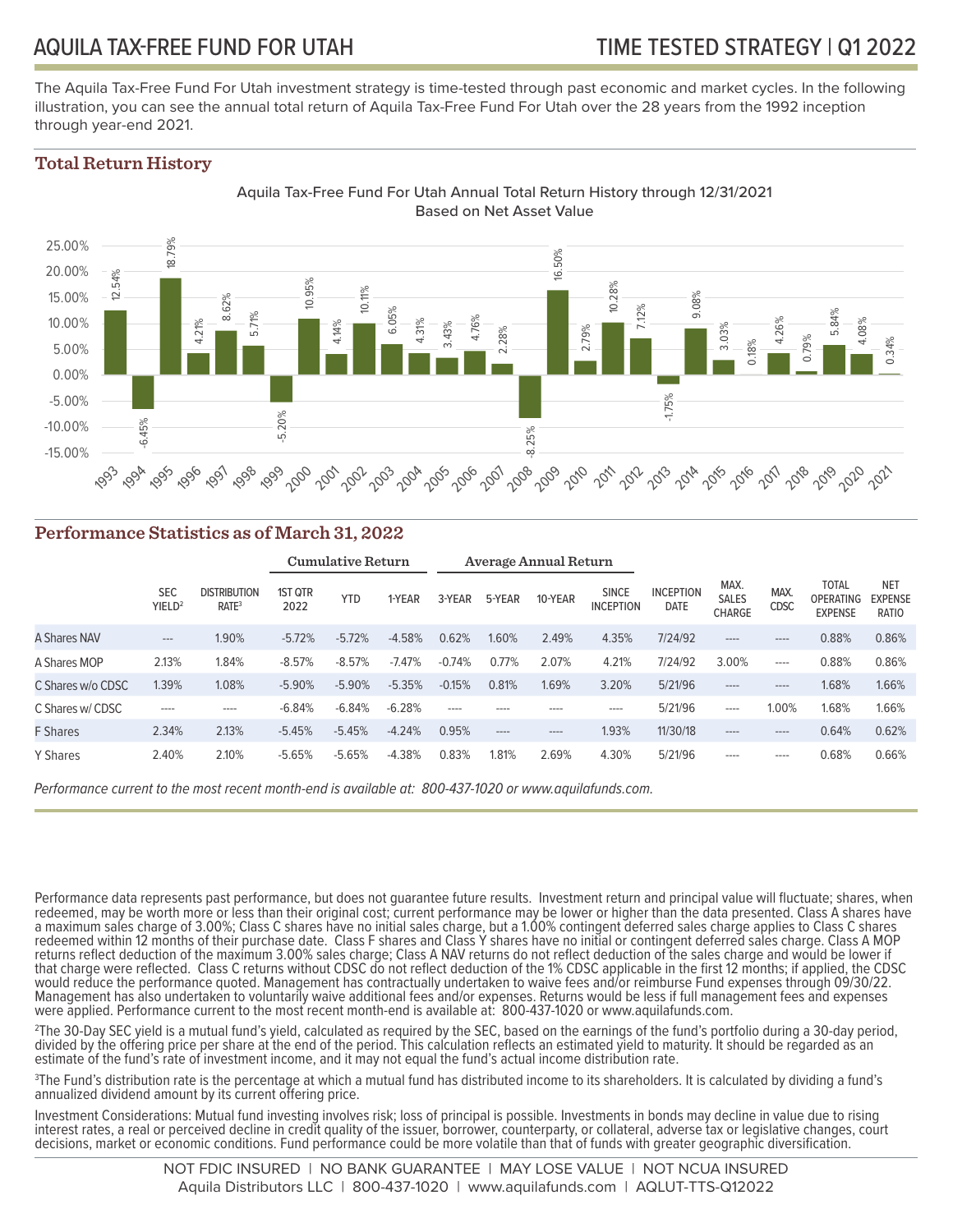# AQUILA TAX-FREE FUND FOR UTAH

# TIME TESTED STRATEGY | Q1 2022

The Aquila Tax-Free Fund For Utah investment strategy is time-tested through past economic and market cycles. In the following illustration, you can see the annual total return of Aquila Tax-Free Fund For Utah over the 28 years from the 1992 inception through year-end 2021.

## Total Return History

Aquila Tax-Free Fund For Utah Annual Total Return History through 12/31/2021
Based on Net Asset Value

25.00%
20.00%
15.00%
10.00%
5.00%
0.00%
-5.00%
-10.00%
-15.00%

12.54% -6.45% 18.79% 4.21% 8.62% 5.71% -5.20% 10.95% 4.14% 10.11% 6.05% 4.31% 3.43% 4.76% 2.28% -8.25% 16.50% 2.79% 10.28% 7.12% -1.75% 9.08% 3.03% 0.18% 4.26% 0.79% 5.84% 4.08% 0.34%

1993 1994 1995 1996 1997 1998 1999 2000 2001 2002 2003 2004 2005 2006 2007 2008 2009 2010 2011 2012 2013 2014 2015 2016 2017 2018 2019 2020 2021

## Performance Statistics as of March 31, 2022

| | | | Cumulative Return | | | Average Annual Return | | | | | | | | |
|---|---|---|---|---|---|---|---|---|---|---|---|---|---|---|
| | SEC YIELD[2] | DISTRIBUTION RATE[3] | 1ST QTR 2022 | YTD | 1-YEAR | 3-YEAR | 5-YEAR | 10-YEAR | SINCE INCEPTION | INCEPTION DATE | MAX. SALES CHARGE | MAX. CDSC | TOTAL OPERATING EXPENSE | NET EXPENSE RATIO |
| A Shares NAV | --- | 1.90% | -5.72% | -5.72% | -4.58% | 0.62% | 1.60% | 2.49% | 4.35% | 7/24/92 | ---- | ---- | 0.88% | 0.86% |
| A Shares MOP | 2.13% | 1.84% | -8.57% | -8.57% | -7.47% | -0.74% | 0.77% | 2.07% | 4.21% | 7/24/92 | 3.00% | ---- | 0.88% | 0.86% |
| C Shares w/o CDSC | 1.39% | 1.08% | -5.90% | -5.90% | -5.35% | -0.15% | 0.81% | 1.69% | 3.20% | 5/21/96 | ---- | ---- | 1.68% | 1.66% |
| C Shares w/ CDSC | ---- | ---- | -6.84% | -6.84% | -6.28% | ---- | ---- | ---- | ---- | 5/21/96 | ---- | 1.00% | 1.68% | 1.66% |
| F Shares | 2.34% | 2.13% | -5.45% | -5.45% | -4.24% | 0.95% | ---- | ---- | 1.93% | 11/30/18 | ---- | ---- | 0.64% | 0.62% |
| Y Shares | 2.40% | 2.10% | -5.65% | -5.65% | -4.38% | 0.83% | 1.81% | 2.69% | 4.30% | 5/21/96 | ---- | ---- | 0.68% | 0.66% |

*Performance current to the most recent month-end is available at: 800-437-1020 or www.aquilafunds.com.*

Performance data represents past performance, but does not guarantee future results. Investment return and principal value will fluctuate; shares, when redeemed, may be worth more or less than their original cost; current performance may be lower or higher than the data presented. Class A shares have a maximum sales charge of 3.00%; Class C shares have no initial sales charge, but a 1.00% contingent deferred sales charge applies to Class C shares redeemed within 12 months of their purchase date. Class F shares and Class Y shares have no initial or contingent deferred sales charge. Class A MOP returns reflect deduction of the maximum 3.00% sales charge; Class A NAV returns do not reflect deduction of the sales charge and would be lower if that charge were reflected. Class C returns without CDSC do not reflect deduction of the 1% CDSC applicable in the first 12 months; if applied, the CDSC would reduce the performance quoted. Management has contractually undertaken to waive fees and/or reimburse Fund expenses through 09/30/22. Management has also undertaken to voluntarily waive additional fees and/or expenses. Returns would be less if full management fees and expenses were applied. Performance current to the most recent month-end is available at: 800-437-1020 or www.aquilafunds.com.

[2]The 30-Day SEC yield is a mutual fund's yield, calculated as required by the SEC, based on the earnings of the fund's portfolio during a 30-day period, divided by the offering price per share at the end of the period. This calculation reflects an estimated yield to maturity. It should be regarded as an estimate of the fund's rate of investment income, and it may not equal the fund's actual income distribution rate.

[3]The Fund's distribution rate is the percentage at which a mutual fund has distributed income to its shareholders. It is calculated by dividing a fund's annualized dividend amount by its current offering price.

Investment Considerations: Mutual fund investing involves risk; loss of principal is possible. Investments in bonds may decline in value due to rising interest rates, a real or perceived decline in credit quality of the issuer, borrower, counterparty, or collateral, adverse tax or legislative changes, court decisions, market or economic conditions. Fund performance could be more volatile than that of funds with greater geographic diversification.

NOT FDIC INSURED | NO BANK GUARANTEE | MAY LOSE VALUE | NOT NCUA INSURED
Aquila Distributors LLC | 800-437-1020 | www.aquilafunds.com | AQLUT-TTS-Q12022